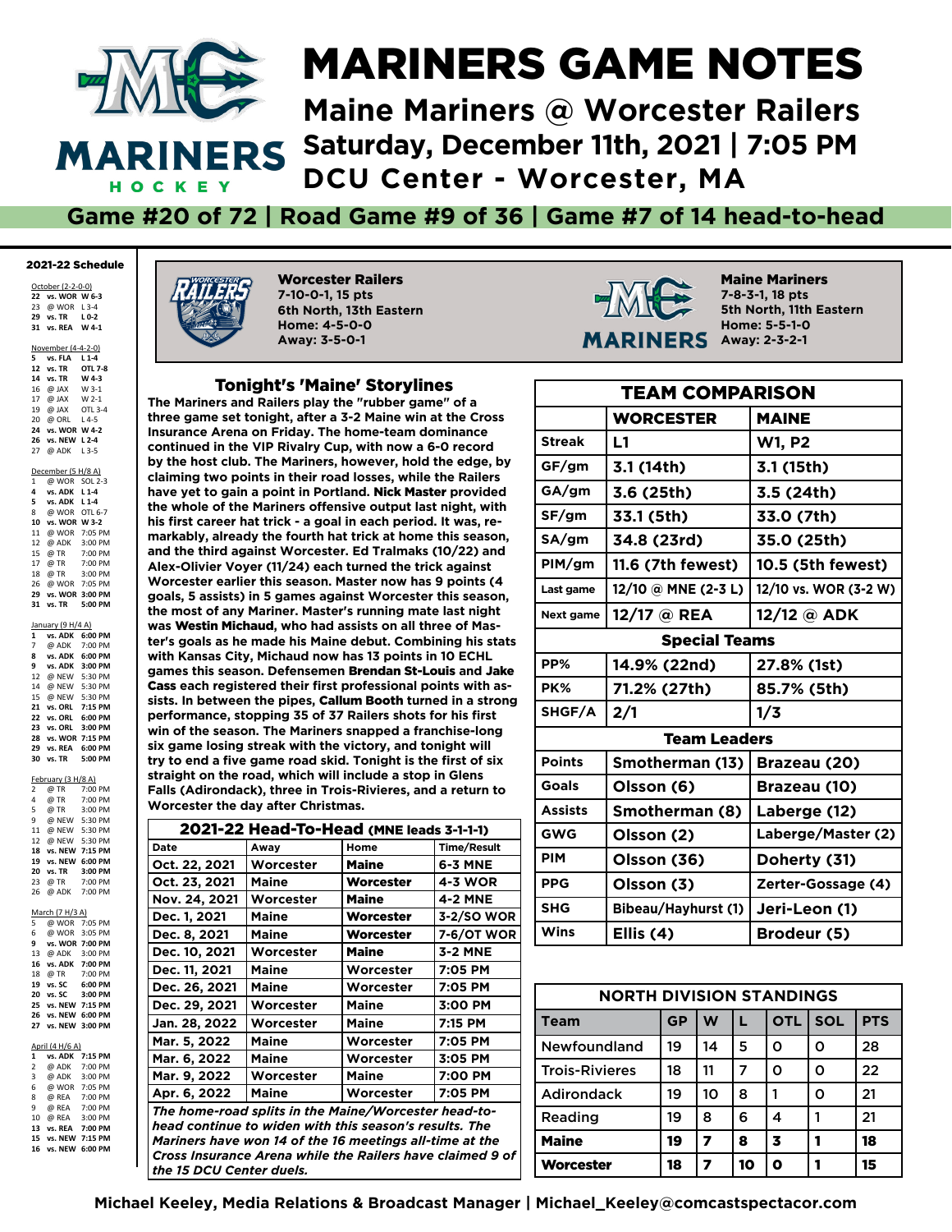# MARINERS GAME NOTES

## Maine Mariners @ Worcester Railers

## Saturday, December 11th, 2021 | 7:05 PM

## DCU Center - Worcester, MA

**Game #20 of 72 | Road Game #9 of 36 | Game #7 of 14 head-to-head**

### 2021-22 Schedule

**October (2-2-0-0)**
- 22 vs. WOR W 6-3
- 23 @ WOR L 3-4
- 29 vs. TR L 0-2
- 31 vs. REA W 4-1

**November (4-4-2-0)**
- 5 vs. FLA L 1-4
- 12 vs. TR OTL 7-8
- 14 vs. TR W 4-3
- 16 @ JAX W 3-1
- 17 @ JAX W 2-1
- 19 @ JAX OTL 3-4
- 20 @ ORL L 4-5
- 24 vs. WOR W 4-2
- 26 vs. NEW L 2-4
- 27 @ ADK L 3-5

**December (5 H/8 A)**
- 1 @ WOR SOL 2-3
- 4 vs. ADK L 1-4
- 5 vs. ADK L 1-4
- 8 @ WOR OTL 6-7
- 10 vs. WOR W 3-2
- 11 @ WOR 7:05 PM
- 12 @ ADK 3:00 PM
- 15 @ TR 7:00 PM
- 17 @ TR 7:00 PM
- 18 @ TR 3:00 PM
- 26 @ WOR 7:05 PM
- 29 vs. WOR 3:00 PM
- 31 vs. TR 5:00 PM

**January (9 H/4 A)**
- 1 vs. ADK 6:00 PM
- 7 @ ADK 7:00 PM
- 8 vs. ADK 6:00 PM
- 9 vs. ADK 3:00 PM
- 12 @ NEW 5:30 PM
- 14 @ NEW 5:30 PM
- 15 @ NEW 5:30 PM
- 21 vs. ORL 7:15 PM
- 22 vs. ORL 6:00 PM
- 23 vs. ORL 3:00 PM
- 28 vs. WOR 7:15 PM
- 29 vs. REA 6:00 PM
- 30 vs. TR 5:00 PM

**February (3 H/8 A)**
- 2 @ TR 7:00 PM
- 4 @ TR 7:00 PM
- 5 @ TR 3:00 PM
- 9 @ NEW 5:30 PM
- 11 @ NEW 5:30 PM
- 12 @ NEW 5:30 PM
- 18 vs. NEW 7:15 PM
- 19 vs. NEW 6:00 PM
- 20 vs. TR 3:00 PM
- 23 @ TR 7:00 PM
- 26 @ ADK 7:00 PM

**March (7 H/3 A)**
- 5 @ WOR 7:05 PM
- 6 @ WOR 3:05 PM
- 9 vs. WOR 7:00 PM
- 13 @ ADK 3:00 PM
- 16 vs. ADK 7:00 PM
- 18 @ TR 7:00 PM
- 19 vs. SC 6:00 PM
- 20 vs. SC 3:00 PM
- 25 vs. NEW 7:15 PM
- 26 vs. NEW 6:00 PM
- 27 vs. NEW 3:00 PM

**April (4 H/6 A)**
- 1 vs. ADK 7:15 PM
- 2 @ ADK 7:00 PM
- 3 @ ADK 3:00 PM
- 6 @ WOR 7:05 PM
- 8 @ REA 7:00 PM
- 9 @ REA 7:00 PM
- 10 @ REA 3:00 PM
- 13 vs. REA 7:00 PM
- 15 vs. NEW 7:15 PM
- 16 vs. NEW 6:00 PM

**Worcester Railers**
7-10-0-1, 15 pts
6th North, 13th Eastern
Home: 4-5-0-0
Away: 3-5-0-1

**Maine Mariners**
7-8-3-1, 18 pts
5th North, 11th Eastern
Home: 5-5-1-0
Away: 2-3-2-1

### Tonight's 'Maine' Storylines

The Mariners and Railers play the "rubber game" of a three game set tonight, after a 3-2 Maine win at the Cross Insurance Arena on Friday. The home-team dominance continued in the VIP Rivalry Cup, with now a 6-0 record by the host club. The Mariners, however, hold the edge, by claiming two points in their road losses, while the Railers have yet to gain a point in Portland. **Nick Master** provided the whole of the Mariners offensive output last night, with his first career hat trick - a goal in each period. It was, remarkably, already the fourth hat trick at home this season, and the third against Worcester. Ed Tralmaks (10/22) and Alex-Olivier Voyer (11/24) each turned the trick against Worcester earlier this season. Master now has 9 points (4 goals, 5 assists) in 5 games against Worcester this season, the most of any Mariner. Master's running mate last night was **Westin Michaud**, who had assists on all three of Master's goals as he made his Maine debut. Combining his stats with Kansas City, Michaud now has 13 points in 10 ECHL games this season. Defensemen **Brendan St-Louis** and **Jake Cass** each registered their first professional points with assists. In between the pipes, **Callum Booth** turned in a strong performance, stopping 35 of 37 Railers shots for his first win of the season. The Mariners snapped a franchise-long six game losing streak with the victory, and tonight will try to end a five game road skid. Tonight is the first of six straight on the road, which will include a stop in Glens Falls (Adirondack), three in Trois-Rivieres, and a return to Worcester the day after Christmas.

| 2021-22 Head-To-Head (MNE leads 3-1-1-1) | | | |
|---|---|---|---|
| Date | Away | Home | Time/Result |
| Oct. 22, 2021 | Worcester | **Maine** | 6-3 MNE |
| Oct. 23, 2021 | Maine | **Worcester** | 4-3 WOR |
| Nov. 24, 2021 | Worcester | **Maine** | 4-2 MNE |
| Dec. 1, 2021 | Maine | **Worcester** | 3-2/SO WOR |
| Dec. 8, 2021 | Maine | **Worcester** | 7-6/OT WOR |
| Dec. 10, 2021 | Worcester | **Maine** | 3-2 MNE |
| Dec. 11, 2021 | Maine | Worcester | 7:05 PM |
| Dec. 26, 2021 | Maine | Worcester | 7:05 PM |
| Dec. 29, 2021 | Worcester | Maine | 3:00 PM |
| Jan. 28, 2022 | Worcester | Maine | 7:15 PM |
| Mar. 5, 2022 | Maine | Worcester | 7:05 PM |
| Mar. 6, 2022 | Maine | Worcester | 3:05 PM |
| Mar. 9, 2022 | Worcester | Maine | 7:00 PM |
| Apr. 6, 2022 | Maine | Worcester | 7:05 PM |

*The home-road splits in the Maine/Worcester head-to-head continue to widen with this season's results. The Mariners have won 14 of the 16 meetings all-time at the Cross Insurance Arena while the Railers have claimed 9 of the 15 DCU Center duels.*

| TEAM COMPARISON | | |
|---|---|---|
| | **WORCESTER** | **MAINE** |
| Streak | L1 | W1, P2 |
| GF/gm | 3.1 (14th) | 3.1 (15th) |
| GA/gm | 3.6 (25th) | 3.5 (24th) |
| SF/gm | 33.1 (5th) | 33.0 (7th) |
| SA/gm | 34.8 (23rd) | 35.0 (25th) |
| PIM/gm | 11.6 (7th fewest) | 10.5 (5th fewest) |
| Last game | 12/10 @ MNE (2-3 L) | 12/10 vs. WOR (3-2 W) |
| Next game | 12/17 @ REA | 12/12 @ ADK |
| **Special Teams** | | |
| PP% | 14.9% (22nd) | 27.8% (1st) |
| PK% | 71.2% (27th) | 85.7% (5th) |
| SHGF/A | 2/1 | 1/3 |
| **Team Leaders** | | |
| Points | Smotherman (13) | Brazeau (20) |
| Goals | Olsson (6) | Brazeau (10) |
| Assists | Smotherman (8) | Laberge (12) |
| GWG | Olsson (2) | Laberge/Master (2) |
| PIM | Olsson (36) | Doherty (31) |
| PPG | Olsson (3) | Zerter-Gossage (4) |
| SHG | Bibeau/Hayhurst (1) | Jeri-Leon (1) |
| Wins | Ellis (4) | Brodeur (5) |

| NORTH DIVISION STANDINGS | | | | | | |
|---|---|---|---|---|---|---|
| Team | GP | W | L | OTL | SOL | PTS |
| Newfoundland | 19 | 14 | 5 | 0 | 0 | 28 |
| Trois-Rivieres | 18 | 11 | 7 | 0 | 0 | 22 |
| Adirondack | 19 | 10 | 8 | 1 | 0 | 21 |
| Reading | 19 | 8 | 6 | 4 | 1 | 21 |
| **Maine** | **19** | **7** | **8** | **3** | **1** | **18** |
| Worcester | 18 | 7 | 10 | 0 | 1 | 15 |

Michael Keeley, Media Relations & Broadcast Manager | Michael_Keeley@comcastspectacor.com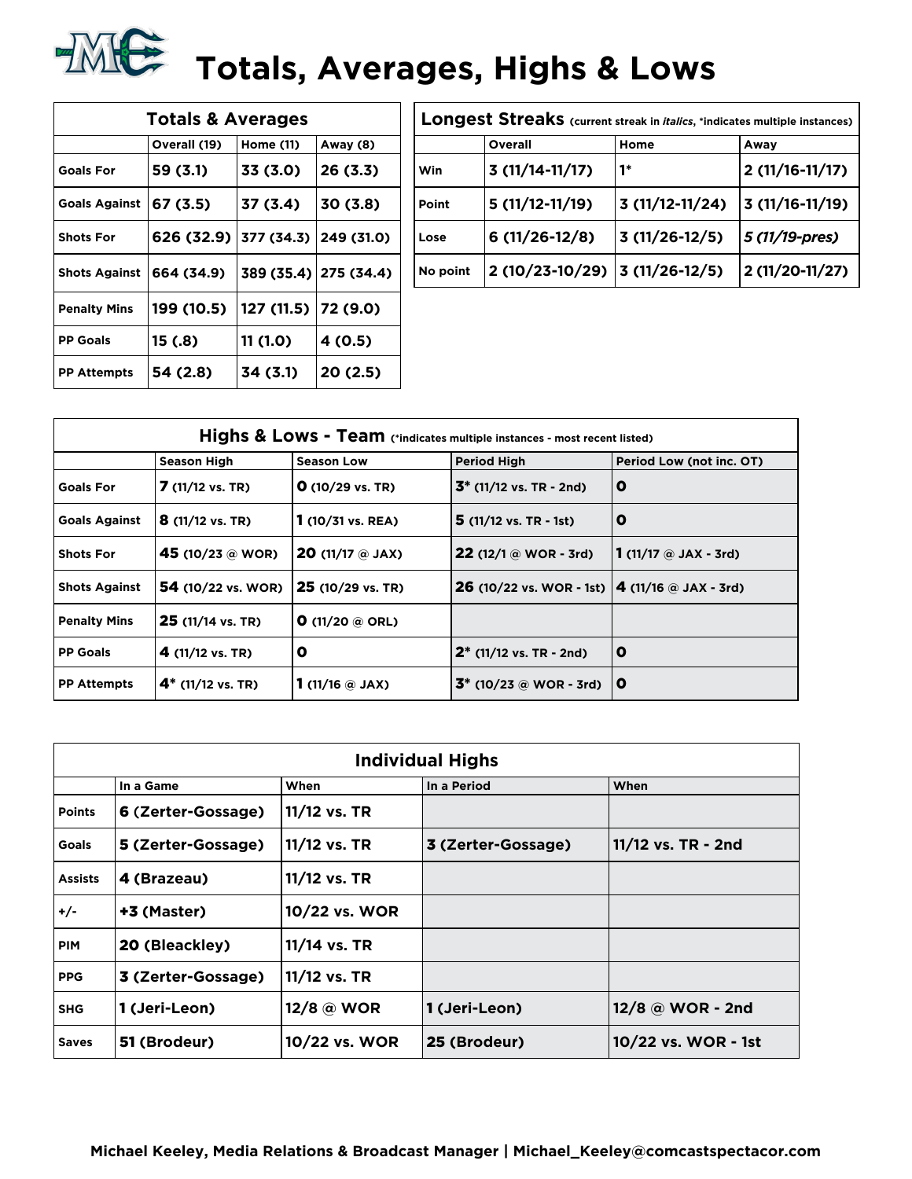# Totals, Averages, Highs & Lows

| Totals & Averages | | | |
|---|---|---|---|
| | Overall (19) | Home (11) | Away (8) |
| **Goals For** | **59 (3.1)** | **33 (3.0)** | **26 (3.3)** |
| **Goals Against** | **67 (3.5)** | **37 (3.4)** | **30 (3.8)** |
| **Shots For** | **626 (32.9)** | **377 (34.3)** | **249 (31.0)** |
| **Shots Against** | **664 (34.9)** | **389 (35.4)** | **275 (34.4)** |
| **Penalty Mins** | **199 (10.5)** | **127 (11.5)** | **72 (9.0)** |
| **PP Goals** | **15 (.8)** | **11 (1.0)** | **4 (0.5)** |
| **PP Attempts** | **54 (2.8)** | **34 (3.1)** | **20 (2.5)** |

| Longest Streaks (current streak in *italics*, *indicates multiple instances) | | | |
|---|---|---|---|
| | Overall | Home | Away |
| **Win** | **3 (11/14-11/17)** | **1*** | **2 (11/16-11/17)** |
| **Point** | **5 (11/12-11/19)** | **3 (11/12-11/24)** | **3 (11/16-11/19)** |
| **Lose** | **6 (11/26-12/8)** | **3 (11/26-12/5)** | ***5 (11/19-pres)*** |
| **No point** | **2 (10/23-10/29)** | **3 (11/26-12/5)** | **2 (11/20-11/27)** |

| Highs & Lows - Team (*indicates multiple instances - most recent listed) | | | | |
|---|---|---|---|---|
| | Season High | Season Low | Period High | Period Low (not inc. OT) |
| **Goals For** | **7** (11/12 vs. TR) | **0** (10/29 vs. TR) | **3*** (11/12 vs. TR - 2nd) | **0** |
| **Goals Against** | **8** (11/12 vs. TR) | **1** (10/31 vs. REA) | **5** (11/12 vs. TR - 1st) | **0** |
| **Shots For** | **45** (10/23 @ WOR) | **20** (11/17 @ JAX) | **22** (12/1 @ WOR - 3rd) | **1** (11/17 @ JAX - 3rd) |
| **Shots Against** | **54** (10/22 vs. WOR) | **25** (10/29 vs. TR) | **26** (10/22 vs. WOR - 1st) | **4** (11/16 @ JAX - 3rd) |
| **Penalty Mins** | **25** (11/14 vs. TR) | **0** (11/20 @ ORL) | | |
| **PP Goals** | **4** (11/12 vs. TR) | **0** | **2*** (11/12 vs. TR - 2nd) | **0** |
| **PP Attempts** | **4*** (11/12 vs. TR) | **1** (11/16 @ JAX) | **3*** (10/23 @ WOR - 3rd) | **0** |

| Individual Highs | | | | |
|---|---|---|---|---|
| | In a Game | When | In a Period | When |
| **Points** | **6 (Zerter-Gossage)** | **11/12 vs. TR** | | |
| **Goals** | **5 (Zerter-Gossage)** | **11/12 vs. TR** | **3 (Zerter-Gossage)** | **11/12 vs. TR - 2nd** |
| **Assists** | **4 (Brazeau)** | **11/12 vs. TR** | | |
| **+/-** | **+3 (Master)** | **10/22 vs. WOR** | | |
| **PIM** | **20 (Bleackley)** | **11/14 vs. TR** | | |
| **PPG** | **3 (Zerter-Gossage)** | **11/12 vs. TR** | | |
| **SHG** | **1 (Jeri-Leon)** | **12/8 @ WOR** | **1 (Jeri-Leon)** | **12/8 @ WOR - 2nd** |
| **Saves** | **51 (Brodeur)** | **10/22 vs. WOR** | **25 (Brodeur)** | **10/22 vs. WOR - 1st** |

**Michael Keeley, Media Relations & Broadcast Manager | Michael_Keeley@comcastspectacor.com**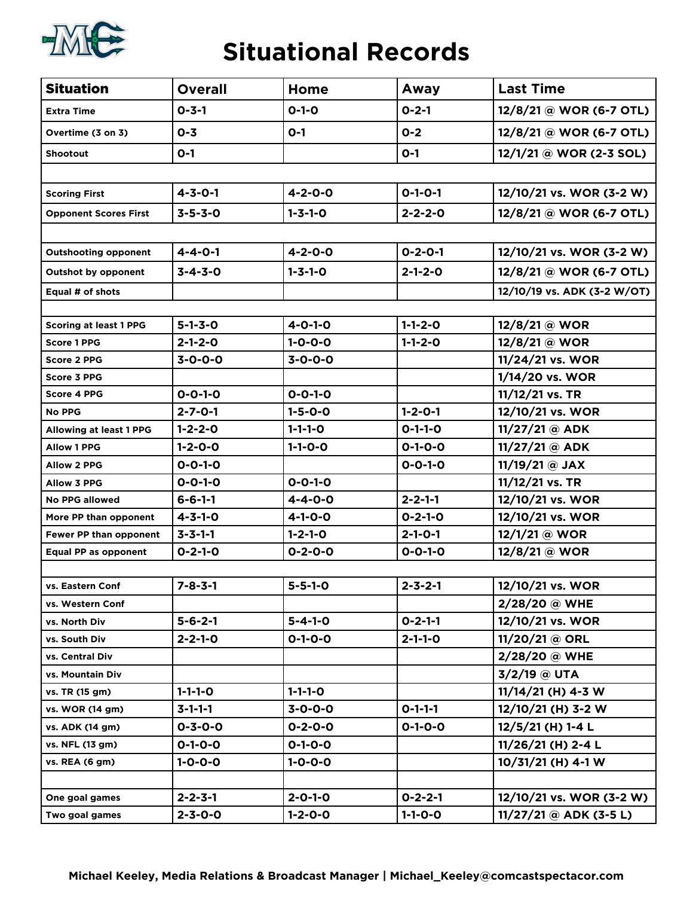# Situational Records

| Situation | Overall | Home | Away | Last Time |
|---|---|---|---|---|
| Extra Time | 0-3-1 | 0-1-0 | 0-2-1 | 12/8/21 @ WOR (6-7 OTL) |
| Overtime (3 on 3) | 0-3 | 0-1 | 0-2 | 12/8/21 @ WOR (6-7 OTL) |
| Shootout | 0-1 | | 0-1 | 12/1/21 @ WOR (2-3 SOL) |
| | | | | |
| Scoring First | 4-3-0-1 | 4-2-0-0 | 0-1-0-1 | 12/10/21 vs. WOR (3-2 W) |
| Opponent Scores First | 3-5-3-0 | 1-3-1-0 | 2-2-2-0 | 12/8/21 @ WOR (6-7 OTL) |
| | | | | |
| Outshooting opponent | 4-4-0-1 | 4-2-0-0 | 0-2-0-1 | 12/10/21 vs. WOR (3-2 W) |
| Outshot by opponent | 3-4-3-0 | 1-3-1-0 | 2-1-2-0 | 12/8/21 @ WOR (6-7 OTL) |
| Equal # of shots | | | | 12/10/19 vs. ADK (3-2 W/OT) |
| | | | | |
| Scoring at least 1 PPG | 5-1-3-0 | 4-0-1-0 | 1-1-2-0 | 12/8/21 @ WOR |
| Score 1 PPG | 2-1-2-0 | 1-0-0-0 | 1-1-2-0 | 12/8/21 @ WOR |
| Score 2 PPG | 3-0-0-0 | 3-0-0-0 | | 11/24/21 vs. WOR |
| Score 3 PPG | | | | 1/14/20 vs. WOR |
| Score 4 PPG | 0-0-1-0 | 0-0-1-0 | | 11/12/21 vs. TR |
| No PPG | 2-7-0-1 | 1-5-0-0 | 1-2-0-1 | 12/10/21 vs. WOR |
| Allowing at least 1 PPG | 1-2-2-0 | 1-1-1-0 | 0-1-1-0 | 11/27/21 @ ADK |
| Allow 1 PPG | 1-2-0-0 | 1-1-0-0 | 0-1-0-0 | 11/27/21 @ ADK |
| Allow 2 PPG | 0-0-1-0 | | 0-0-1-0 | 11/19/21 @ JAX |
| Allow 3 PPG | 0-0-1-0 | 0-0-1-0 | | 11/12/21 vs. TR |
| No PPG allowed | 6-6-1-1 | 4-4-0-0 | 2-2-1-1 | 12/10/21 vs. WOR |
| More PP than opponent | 4-3-1-0 | 4-1-0-0 | 0-2-1-0 | 12/10/21 vs. WOR |
| Fewer PP than opponent | 3-3-1-1 | 1-2-1-0 | 2-1-0-1 | 12/1/21 @ WOR |
| Equal PP as opponent | 0-2-1-0 | 0-2-0-0 | 0-0-1-0 | 12/8/21 @ WOR |
| | | | | |
| vs. Eastern Conf | 7-8-3-1 | 5-5-1-0 | 2-3-2-1 | 12/10/21 vs. WOR |
| vs. Western Conf | | | | 2/28/20 @ WHE |
| vs. North Div | 5-6-2-1 | 5-4-1-0 | 0-2-1-1 | 12/10/21 vs. WOR |
| vs. South Div | 2-2-1-0 | 0-1-0-0 | 2-1-1-0 | 11/20/21 @ ORL |
| vs. Central Div | | | | 2/28/20 @ WHE |
| vs. Mountain Div | | | | 3/2/19 @ UTA |
| vs. TR (15 gm) | 1-1-1-0 | 1-1-1-0 | | 11/14/21 (H) 4-3 W |
| vs. WOR (14 gm) | 3-1-1-1 | 3-0-0-0 | 0-1-1-1 | 12/10/21 (H) 3-2 W |
| vs. ADK (14 gm) | 0-3-0-0 | 0-2-0-0 | 0-1-0-0 | 12/5/21 (H) 1-4 L |
| vs. NFL (13 gm) | 0-1-0-0 | 0-1-0-0 | | 11/26/21 (H) 2-4 L |
| vs. REA (6 gm) | 1-0-0-0 | 1-0-0-0 | | 10/31/21 (H) 4-1 W |
| | | | | |
| One goal games | 2-2-3-1 | 2-0-1-0 | 0-2-2-1 | 12/10/21 vs. WOR (3-2 W) |
| Two goal games | 2-3-0-0 | 1-2-0-0 | 1-1-0-0 | 11/27/21 @ ADK (3-5 L) |

**Michael Keeley, Media Relations & Broadcast Manager | Michael_Keeley@comcastspectacor.com**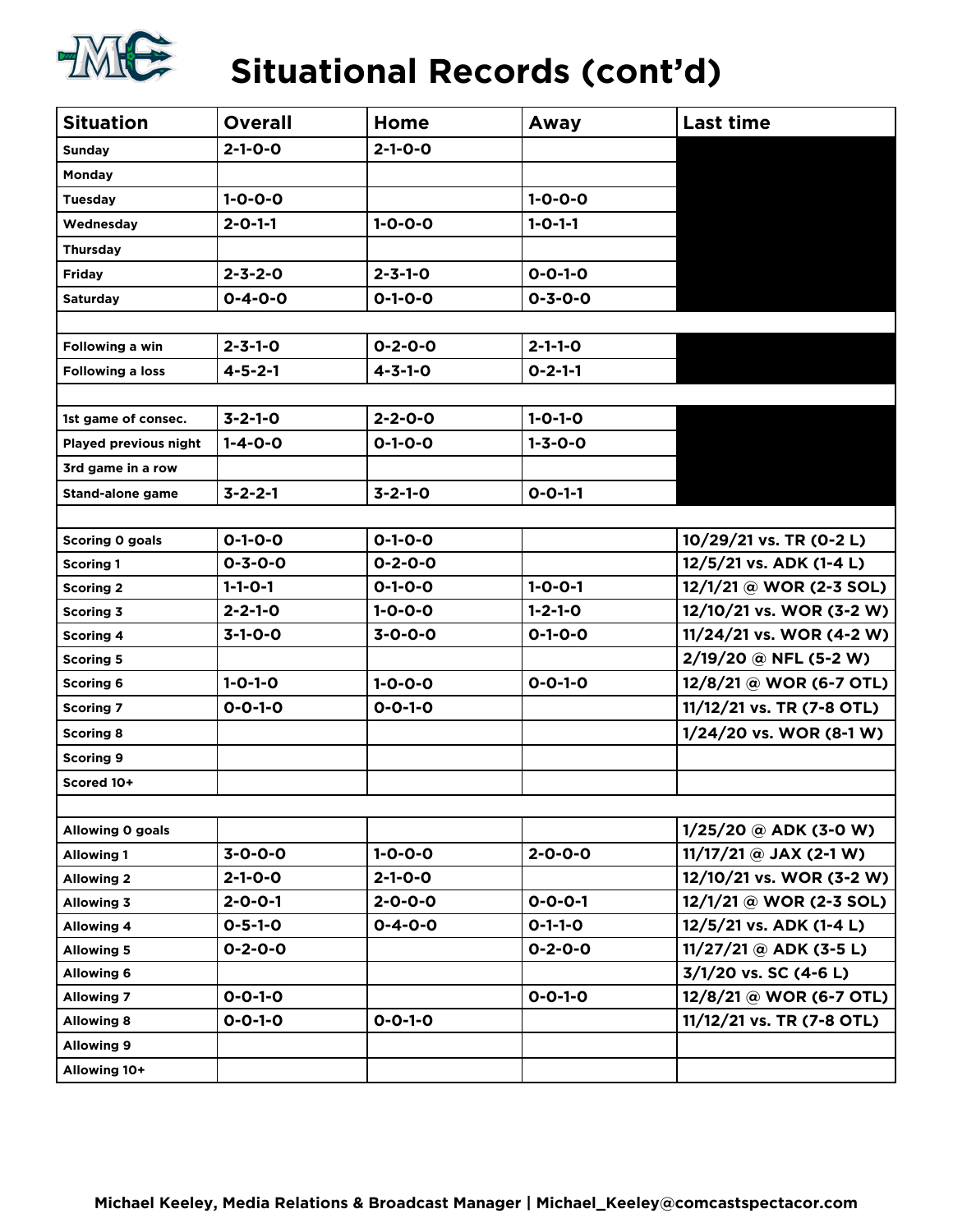# Situational Records (cont'd)

| Situation | Overall | Home | Away | Last time |
|---|---|---|---|---|
| Sunday | 2-1-0-0 | 2-1-0-0 | | |
| Monday | | | | |
| Tuesday | 1-0-0-0 | | 1-0-0-0 | |
| Wednesday | 2-0-1-1 | 1-0-0-0 | 1-0-1-1 | |
| Thursday | | | | |
| Friday | 2-3-2-0 | 2-3-1-0 | 0-0-1-0 | |
| Saturday | 0-4-0-0 | 0-1-0-0 | 0-3-0-0 | |
| | | | | |
| Following a win | 2-3-1-0 | 0-2-0-0 | 2-1-1-0 | |
| Following a loss | 4-5-2-1 | 4-3-1-0 | 0-2-1-1 | |
| | | | | |
| 1st game of consec. | 3-2-1-0 | 2-2-0-0 | 1-0-1-0 | |
| Played previous night | 1-4-0-0 | 0-1-0-0 | 1-3-0-0 | |
| 3rd game in a row | | | | |
| Stand-alone game | 3-2-2-1 | 3-2-1-0 | 0-0-1-1 | |
| | | | | |
| Scoring 0 goals | 0-1-0-0 | 0-1-0-0 | | 10/29/21 vs. TR (0-2 L) |
| Scoring 1 | 0-3-0-0 | 0-2-0-0 | | 12/5/21 vs. ADK (1-4 L) |
| Scoring 2 | 1-1-0-1 | 0-1-0-0 | 1-0-0-1 | 12/1/21 @ WOR (2-3 SOL) |
| Scoring 3 | 2-2-1-0 | 1-0-0-0 | 1-2-1-0 | 12/10/21 vs. WOR (3-2 W) |
| Scoring 4 | 3-1-0-0 | 3-0-0-0 | 0-1-0-0 | 11/24/21 vs. WOR (4-2 W) |
| Scoring 5 | | | | 2/19/20 @ NFL (5-2 W) |
| Scoring 6 | 1-0-1-0 | 1-0-0-0 | 0-0-1-0 | 12/8/21 @ WOR (6-7 OTL) |
| Scoring 7 | 0-0-1-0 | 0-0-1-0 | | 11/12/21 vs. TR (7-8 OTL) |
| Scoring 8 | | | | 1/24/20 vs. WOR (8-1 W) |
| Scoring 9 | | | | |
| Scored 10+ | | | | |
| | | | | |
| Allowing 0 goals | | | | 1/25/20 @ ADK (3-0 W) |
| Allowing 1 | 3-0-0-0 | 1-0-0-0 | 2-0-0-0 | 11/17/21 @ JAX (2-1 W) |
| Allowing 2 | 2-1-0-0 | 2-1-0-0 | | 12/10/21 vs. WOR (3-2 W) |
| Allowing 3 | 2-0-0-1 | 2-0-0-0 | 0-0-0-1 | 12/1/21 @ WOR (2-3 SOL) |
| Allowing 4 | 0-5-1-0 | 0-4-0-0 | 0-1-1-0 | 12/5/21 vs. ADK (1-4 L) |
| Allowing 5 | 0-2-0-0 | | 0-2-0-0 | 11/27/21 @ ADK (3-5 L) |
| Allowing 6 | | | | 3/1/20 vs. SC (4-6 L) |
| Allowing 7 | 0-0-1-0 | | 0-0-1-0 | 12/8/21 @ WOR (6-7 OTL) |
| Allowing 8 | 0-0-1-0 | 0-0-1-0 | | 11/12/21 vs. TR (7-8 OTL) |
| Allowing 9 | | | | |
| Allowing 10+ | | | | |

Michael Keeley, Media Relations & Broadcast Manager | Michael_Keeley@comcastspectacor.com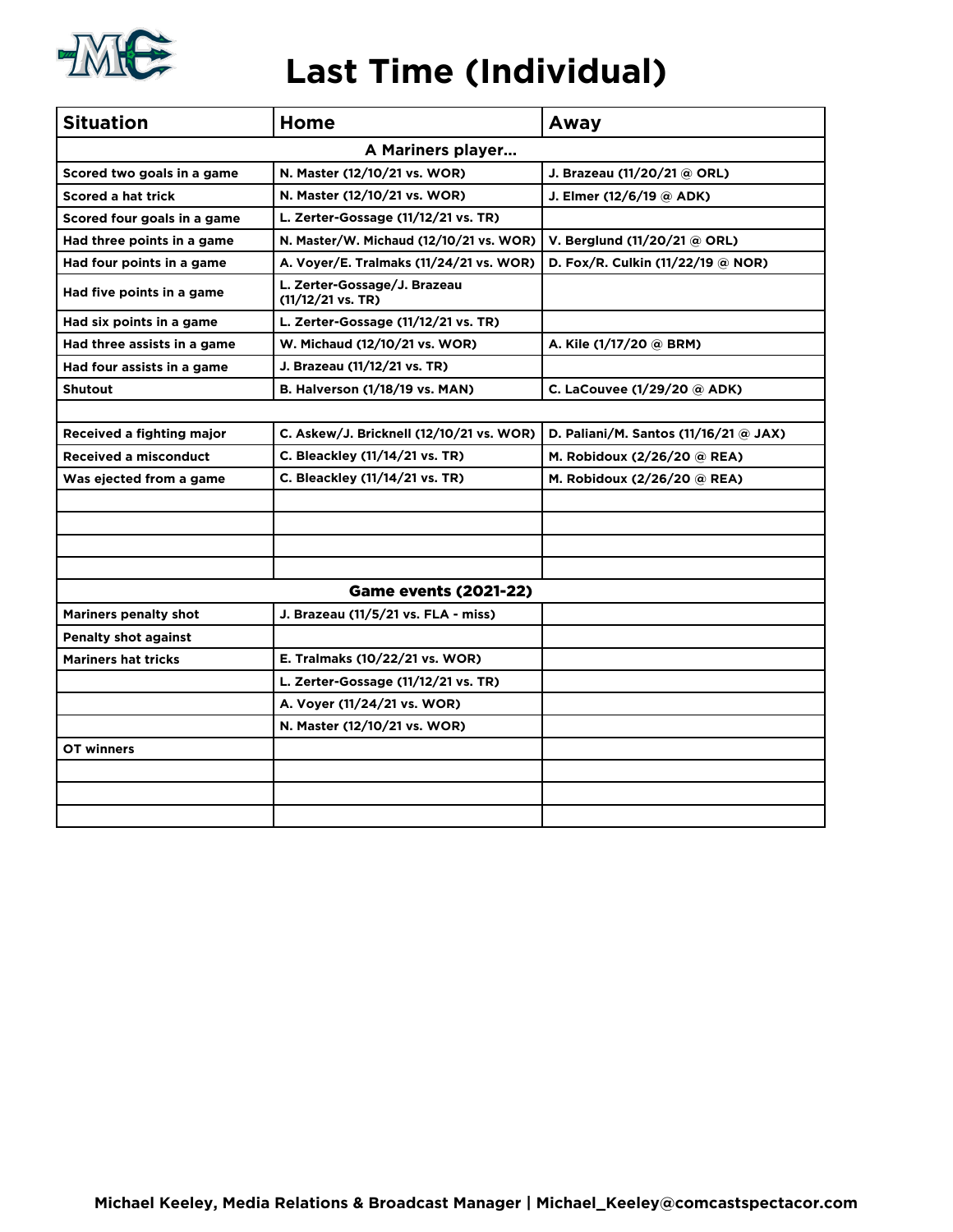# Last Time (Individual)

| Situation | Home | Away |
|---|---|---|
| **A Mariners player…** | | |
| Scored two goals in a game | N. Master (12/10/21 vs. WOR) | J. Brazeau (11/20/21 @ ORL) |
| Scored a hat trick | N. Master (12/10/21 vs. WOR) | J. Elmer (12/6/19 @ ADK) |
| Scored four goals in a game | L. Zerter-Gossage (11/12/21 vs. TR) | |
| Had three points in a game | N. Master/W. Michaud (12/10/21 vs. WOR) | V. Berglund (11/20/21 @ ORL) |
| Had four points in a game | A. Voyer/E. Tralmaks (11/24/21 vs. WOR) | D. Fox/R. Culkin (11/22/19 @ NOR) |
| Had five points in a game | L. Zerter-Gossage/J. Brazeau (11/12/21 vs. TR) | |
| Had six points in a game | L. Zerter-Gossage (11/12/21 vs. TR) | |
| Had three assists in a game | W. Michaud (12/10/21 vs. WOR) | A. Kile (1/17/20 @ BRM) |
| Had four assists in a game | J. Brazeau (11/12/21 vs. TR) | |
| Shutout | B. Halverson (1/18/19 vs. MAN) | C. LaCouvee (1/29/20 @ ADK) |
| | | |
| Received a fighting major | C. Askew/J. Bricknell (12/10/21 vs. WOR) | D. Paliani/M. Santos (11/16/21 @ JAX) |
| Received a misconduct | C. Bleackley (11/14/21 vs. TR) | M. Robidoux (2/26/20 @ REA) |
| Was ejected from a game | C. Bleackley (11/14/21 vs. TR) | M. Robidoux (2/26/20 @ REA) |
| | | |
| | | |
| | | |
| | | |
| **Game events (2021-22)** | | |
| Mariners penalty shot | J. Brazeau (11/5/21 vs. FLA - miss) | |
| Penalty shot against | | |
| Mariners hat tricks | E. Tralmaks (10/22/21 vs. WOR) | |
| | L. Zerter-Gossage (11/12/21 vs. TR) | |
| | A. Voyer (11/24/21 vs. WOR) | |
| | N. Master (12/10/21 vs. WOR) | |
| OT winners | | |
| | | |
| | | |
| | | |

Michael Keeley, Media Relations & Broadcast Manager | Michael_Keeley@comcastspectacor.com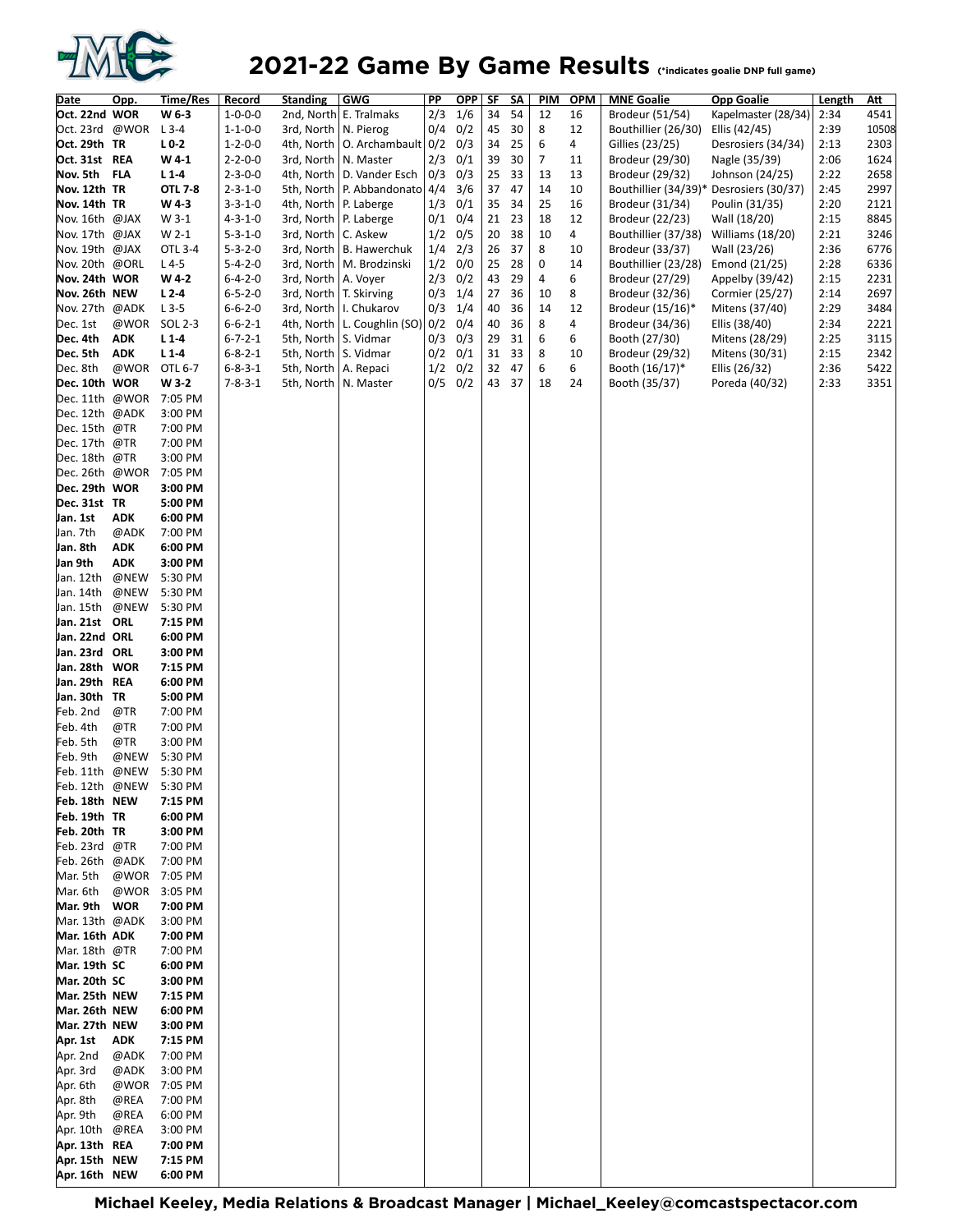# 2021-22 Game By Game Results (*indicates goalie DNP full game)

| Date | Opp. | Time/Res | Record | Standing | GWG | PP | OPP | SF | SA | PIM | OPM | MNE Goalie | Opp Goalie | Length | Att |
|---|---|---|---|---|---|---|---|---|---|---|---|---|---|---|---|
| **Oct. 22nd** | **WOR** | **W 6-3** | 1-0-0-0 | 2nd, North | E. Tralmaks | 2/3 | 1/6 | 34 | 54 | 12 | 16 | Brodeur (51/54) | Kapelmaster (28/34) | 2:34 | 4541 |
| Oct. 23rd | @WOR | L 3-4 | 1-1-0-0 | 3rd, North | N. Pierog | 0/4 | 0/2 | 45 | 30 | 8 | 12 | Bouthillier (26/30) | Ellis (42/45) | 2:39 | 10508 |
| **Oct. 29th** | **TR** | **L 0-2** | 1-2-0-0 | 4th, North | O. Archambault | 0/2 | 0/3 | 34 | 25 | 6 | 4 | Gillies (23/25) | Desrosiers (34/34) | 2:13 | 2303 |
| **Oct. 31st** | **REA** | **W 4-1** | 2-2-0-0 | 3rd, North | N. Master | 2/3 | 0/1 | 39 | 30 | 7 | 11 | Brodeur (29/30) | Nagle (35/39) | 2:06 | 1624 |
| **Nov. 5th** | **FLA** | **L 1-4** | 2-3-0-0 | 4th, North | D. Vander Esch | 0/3 | 0/3 | 25 | 33 | 13 | 13 | Brodeur (29/32) | Johnson (24/25) | 2:22 | 2658 |
| **Nov. 12th** | **TR** | **OTL 7-8** | 2-3-1-0 | 5th, North | P. Abbandonato | 4/4 | 3/6 | 37 | 47 | 14 | 10 | Bouthillier (34/39)* | Desrosiers (30/37) | 2:45 | 2997 |
| **Nov. 14th** | **TR** | **W 4-3** | 3-3-1-0 | 4th, North | P. Laberge | 1/3 | 0/1 | 35 | 34 | 25 | 16 | Brodeur (31/34) | Poulin (31/35) | 2:20 | 2121 |
| Nov. 16th | @JAX | W 3-1 | 4-3-1-0 | 3rd, North | P. Laberge | 0/1 | 0/4 | 21 | 23 | 18 | 12 | Brodeur (22/23) | Wall (18/20) | 2:15 | 8845 |
| Nov. 17th | @JAX | W 2-1 | 5-3-1-0 | 3rd, North | C. Askew | 1/2 | 0/5 | 20 | 38 | 10 | 4 | Bouthillier (37/38) | Williams (18/20) | 2:21 | 3246 |
| Nov. 19th | @JAX | OTL 3-4 | 5-3-2-0 | 3rd, North | B. Hawerchuk | 1/4 | 2/3 | 26 | 37 | 8 | 10 | Brodeur (33/37) | Wall (23/26) | 2:36 | 6776 |
| Nov. 20th | @ORL | L 4-5 | 5-4-2-0 | 3rd, North | M. Brodzinski | 1/2 | 0/0 | 25 | 28 | 0 | 14 | Bouthillier (23/28) | Emond (21/25) | 2:28 | 6336 |
| **Nov. 24th** | **WOR** | **W 4-2** | 6-4-2-0 | 3rd, North | A. Voyer | 2/3 | 0/2 | 43 | 29 | 4 | 6 | Brodeur (27/29) | Appelby (39/42) | 2:15 | 2231 |
| **Nov. 26th** | **NEW** | **L 2-4** | 6-5-2-0 | 3rd, North | T. Skirving | 0/3 | 1/4 | 27 | 36 | 10 | 8 | Brodeur (32/36) | Cormier (25/27) | 2:14 | 2697 |
| Nov. 27th | @ADK | L 3-5 | 6-6-2-0 | 3rd, North | I. Chukarov | 0/3 | 1/4 | 40 | 36 | 14 | 12 | Brodeur (15/16)* | Mitens (37/40) | 2:29 | 3484 |
| Dec. 1st | @WOR | SOL 2-3 | 6-6-2-1 | 4th, North | L. Coughlin (SO) | 0/2 | 0/4 | 40 | 36 | 8 | 4 | Brodeur (34/36) | Ellis (38/40) | 2:34 | 2221 |
| **Dec. 4th** | **ADK** | **L 1-4** | 6-7-2-1 | 5th, North | S. Vidmar | 0/3 | 0/3 | 29 | 31 | 6 | 6 | Booth (27/30) | Mitens (28/29) | 2:25 | 3115 |
| **Dec. 5th** | **ADK** | **L 1-4** | 6-8-2-1 | 5th, North | S. Vidmar | 0/2 | 0/1 | 31 | 33 | 8 | 10 | Brodeur (29/32) | Mitens (30/31) | 2:15 | 2342 |
| Dec. 8th | @WOR | OTL 6-7 | 6-8-3-1 | 5th, North | A. Repaci | 1/2 | 0/2 | 32 | 47 | 6 | 6 | Booth (16/17)* | Ellis (26/32) | 2:36 | 5422 |
| **Dec. 10th** | **WOR** | **W 3-2** | 7-8-3-1 | 5th, North | N. Master | 0/5 | 0/2 | 43 | 37 | 18 | 24 | Booth (35/37) | Poreda (40/32) | 2:33 | 3351 |
| Dec. 11th | @WOR | 7:05 PM | | | | | | | | | | | | | |
| Dec. 12th | @ADK | 3:00 PM | | | | | | | | | | | | | |
| Dec. 15th | @TR | 7:00 PM | | | | | | | | | | | | | |
| Dec. 17th | @TR | 7:00 PM | | | | | | | | | | | | | |
| Dec. 18th | @TR | 3:00 PM | | | | | | | | | | | | | |
| Dec. 26th | @WOR | 7:05 PM | | | | | | | | | | | | | |
| **Dec. 29th** | **WOR** | **3:00 PM** | | | | | | | | | | | | | |
| **Dec. 31st** | **TR** | **5:00 PM** | | | | | | | | | | | | | |
| **Jan. 1st** | **ADK** | **6:00 PM** | | | | | | | | | | | | | |
| Jan. 7th | @ADK | 7:00 PM | | | | | | | | | | | | | |
| **Jan. 8th** | **ADK** | **6:00 PM** | | | | | | | | | | | | | |
| **Jan 9th** | **ADK** | **3:00 PM** | | | | | | | | | | | | | |
| Jan. 12th | @NEW | 5:30 PM | | | | | | | | | | | | | |
| Jan. 14th | @NEW | 5:30 PM | | | | | | | | | | | | | |
| Jan. 15th | @NEW | 5:30 PM | | | | | | | | | | | | | |
| **Jan. 21st** | **ORL** | **7:15 PM** | | | | | | | | | | | | | |
| **Jan. 22nd** | **ORL** | **6:00 PM** | | | | | | | | | | | | | |
| **Jan. 23rd** | **ORL** | **3:00 PM** | | | | | | | | | | | | | |
| **Jan. 28th** | **WOR** | **7:15 PM** | | | | | | | | | | | | | |
| **Jan. 29th** | **REA** | **6:00 PM** | | | | | | | | | | | | | |
| **Jan. 30th** | **TR** | **5:00 PM** | | | | | | | | | | | | | |
| Feb. 2nd | @TR | 7:00 PM | | | | | | | | | | | | | |
| Feb. 4th | @TR | 7:00 PM | | | | | | | | | | | | | |
| Feb. 5th | @TR | 3:00 PM | | | | | | | | | | | | | |
| Feb. 9th | @NEW | 5:30 PM | | | | | | | | | | | | | |
| Feb. 11th | @NEW | 5:30 PM | | | | | | | | | | | | | |
| Feb. 12th | @NEW | 5:30 PM | | | | | | | | | | | | | |
| **Feb. 18th** | **NEW** | **7:15 PM** | | | | | | | | | | | | | |
| **Feb. 19th** | **TR** | **6:00 PM** | | | | | | | | | | | | | |
| **Feb. 20th** | **TR** | **3:00 PM** | | | | | | | | | | | | | |
| Feb. 23rd | @TR | 7:00 PM | | | | | | | | | | | | | |
| Feb. 26th | @ADK | 7:00 PM | | | | | | | | | | | | | |
| Mar. 5th | @WOR | 7:05 PM | | | | | | | | | | | | | |
| Mar. 6th | @WOR | 3:05 PM | | | | | | | | | | | | | |
| **Mar. 9th** | **WOR** | **7:00 PM** | | | | | | | | | | | | | |
| Mar. 13th | @ADK | 3:00 PM | | | | | | | | | | | | | |
| **Mar. 16th** | **ADK** | **7:00 PM** | | | | | | | | | | | | | |
| Mar. 18th | @TR | 7:00 PM | | | | | | | | | | | | | |
| **Mar. 19th** | **SC** | **6:00 PM** | | | | | | | | | | | | | |
| **Mar. 20th** | **SC** | **3:00 PM** | | | | | | | | | | | | | |
| **Mar. 25th** | **NEW** | **7:15 PM** | | | | | | | | | | | | | |
| **Mar. 26th** | **NEW** | **6:00 PM** | | | | | | | | | | | | | |
| **Mar. 27th** | **NEW** | **3:00 PM** | | | | | | | | | | | | | |
| **Apr. 1st** | **ADK** | **7:15 PM** | | | | | | | | | | | | | |
| Apr. 2nd | @ADK | 7:00 PM | | | | | | | | | | | | | |
| Apr. 3rd | @ADK | 3:00 PM | | | | | | | | | | | | | |
| Apr. 6th | @WOR | 7:05 PM | | | | | | | | | | | | | |
| Apr. 8th | @REA | 7:00 PM | | | | | | | | | | | | | |
| Apr. 9th | @REA | 6:00 PM | | | | | | | | | | | | | |
| Apr. 10th | @REA | 3:00 PM | | | | | | | | | | | | | |
| **Apr. 13th** | **REA** | **7:00 PM** | | | | | | | | | | | | | |
| **Apr. 15th** | **NEW** | **7:15 PM** | | | | | | | | | | | | | |
| **Apr. 16th** | **NEW** | **6:00 PM** | | | | | | | | | | | | | |

**Michael Keeley, Media Relations & Broadcast Manager | Michael_Keeley@comcastspectacor.com**